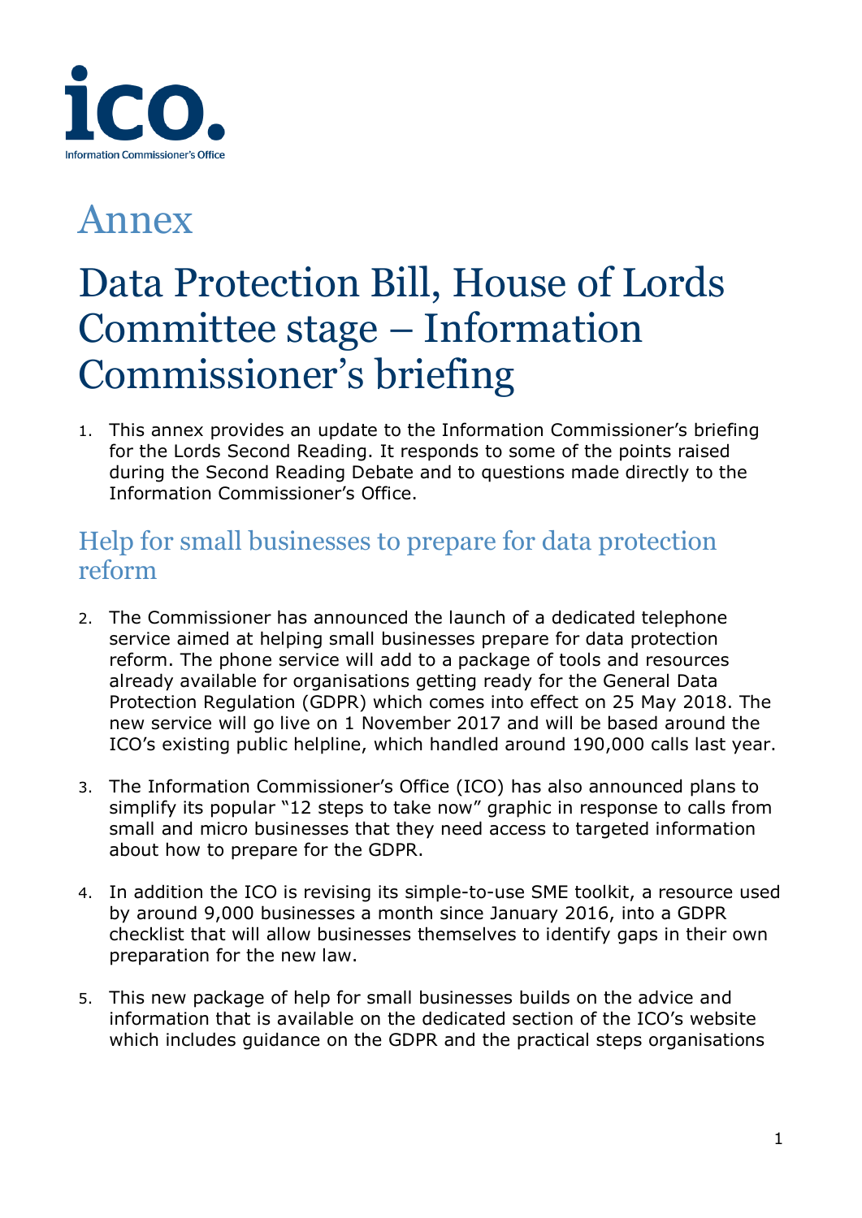# Annex

# Data Protection Bill, House of Lords Committee stage – Information Commissioner's briefing

1. This annex provides an update to the Information Commissioner's briefing for the Lords Second Reading. It responds to some of the points raised during the Second Reading Debate and to questions made directly to the Information Commissioner's Office.

## Help for small businesses to prepare for data protection reform

2. The Commissioner has announced the launch of a dedicated telephone service aimed at helping small businesses prepare for data protection reform. The phone service will add to a package of tools and resources already available for organisations getting ready for the General Data Protection Regulation (GDPR) which comes into effect on 25 May 2018. The new service will go live on 1 November 2017 and will be based around the ICO's existing public helpline, which handled around 190,000 calls last year.

3. The Information Commissioner's Office (ICO) has also announced plans to simplify its popular "12 steps to take now" graphic in response to calls from small and micro businesses that they need access to targeted information about how to prepare for the GDPR.

4. In addition the ICO is revising its simple-to-use SME toolkit, a resource used by around 9,000 businesses a month since January 2016, into a GDPR checklist that will allow businesses themselves to identify gaps in their own preparation for the new law.

5. This new package of help for small businesses builds on the advice and information that is available on the dedicated section of the ICO's website which includes guidance on the GDPR and the practical steps organisations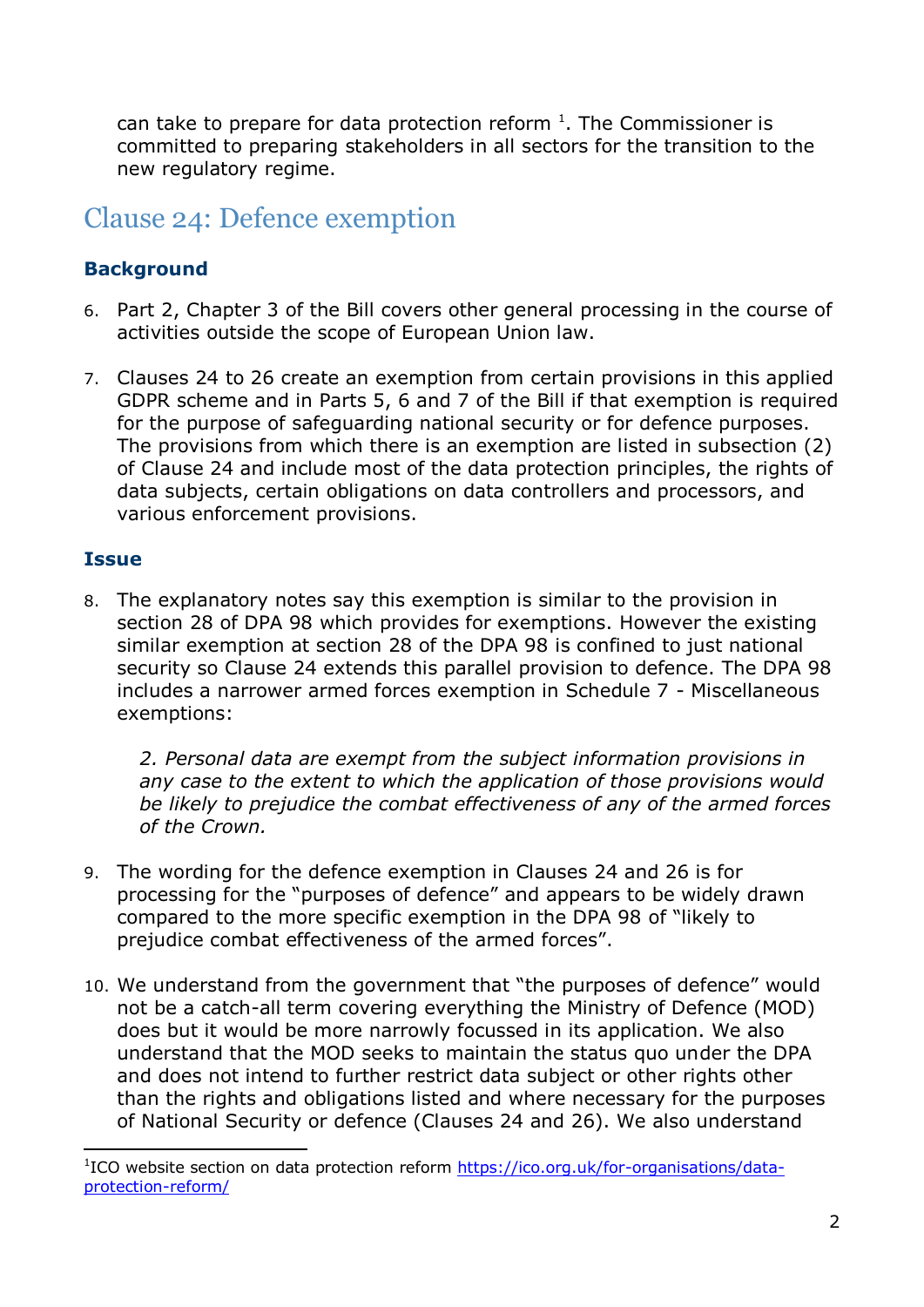can take to prepare for data protection reform [1]. The Commissioner is committed to preparing stakeholders in all sectors for the transition to the new regulatory regime.

## Clause 24: Defence exemption

### Background

6. Part 2, Chapter 3 of the Bill covers other general processing in the course of activities outside the scope of European Union law.

7. Clauses 24 to 26 create an exemption from certain provisions in this applied GDPR scheme and in Parts 5, 6 and 7 of the Bill if that exemption is required for the purpose of safeguarding national security or for defence purposes. The provisions from which there is an exemption are listed in subsection (2) of Clause 24 and include most of the data protection principles, the rights of data subjects, certain obligations on data controllers and processors, and various enforcement provisions.

### Issue

8. The explanatory notes say this exemption is similar to the provision in section 28 of DPA 98 which provides for exemptions. However the existing similar exemption at section 28 of the DPA 98 is confined to just national security so Clause 24 extends this parallel provision to defence. The DPA 98 includes a narrower armed forces exemption in Schedule 7 - Miscellaneous exemptions:

   *2. Personal data are exempt from the subject information provisions in any case to the extent to which the application of those provisions would be likely to prejudice the combat effectiveness of any of the armed forces of the Crown.*

9. The wording for the defence exemption in Clauses 24 and 26 is for processing for the "purposes of defence" and appears to be widely drawn compared to the more specific exemption in the DPA 98 of "likely to prejudice combat effectiveness of the armed forces".

10. We understand from the government that "the purposes of defence" would not be a catch-all term covering everything the Ministry of Defence (MOD) does but it would be more narrowly focussed in its application. We also understand that the MOD seeks to maintain the status quo under the DPA and does not intend to further restrict data subject or other rights other than the rights and obligations listed and where necessary for the purposes of National Security or defence (Clauses 24 and 26). We also understand

---

[1] ICO website section on data protection reform https://ico.org.uk/for-organisations/data-protection-reform/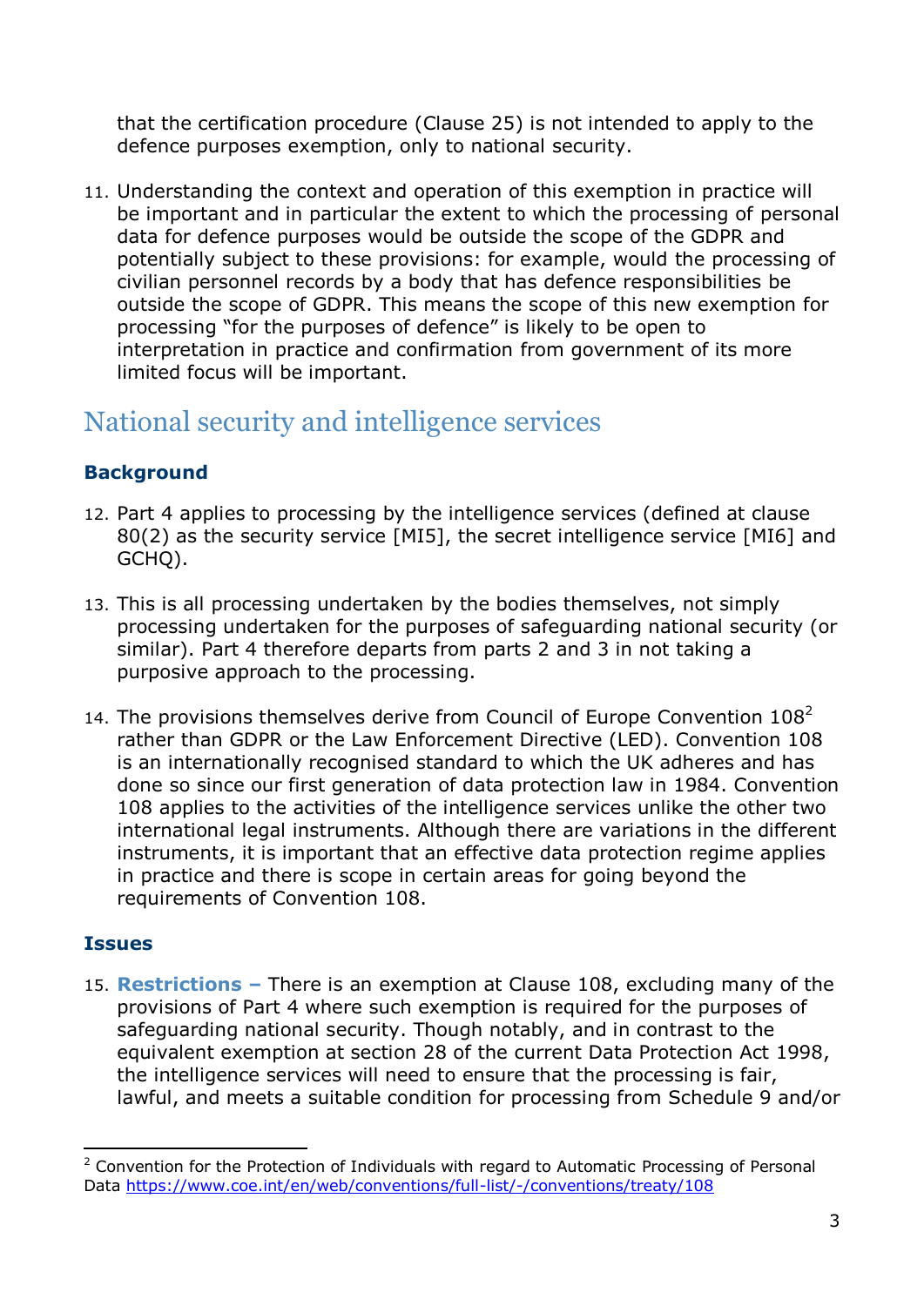that the certification procedure (Clause 25) is not intended to apply to the defence purposes exemption, only to national security.

11. Understanding the context and operation of this exemption in practice will be important and in particular the extent to which the processing of personal data for defence purposes would be outside the scope of the GDPR and potentially subject to these provisions: for example, would the processing of civilian personnel records by a body that has defence responsibilities be outside the scope of GDPR. This means the scope of this new exemption for processing "for the purposes of defence" is likely to be open to interpretation in practice and confirmation from government of its more limited focus will be important.

## National security and intelligence services

### Background

12. Part 4 applies to processing by the intelligence services (defined at clause 80(2) as the security service [MI5], the secret intelligence service [MI6] and GCHQ).

13. This is all processing undertaken by the bodies themselves, not simply processing undertaken for the purposes of safeguarding national security (or similar). Part 4 therefore departs from parts 2 and 3 in not taking a purposive approach to the processing.

14. The provisions themselves derive from Council of Europe Convention 108[2] rather than GDPR or the Law Enforcement Directive (LED). Convention 108 is an internationally recognised standard to which the UK adheres and has done so since our first generation of data protection law in 1984. Convention 108 applies to the activities of the intelligence services unlike the other two international legal instruments. Although there are variations in the different instruments, it is important that an effective data protection regime applies in practice and there is scope in certain areas for going beyond the requirements of Convention 108.

### Issues

15. **Restrictions –** There is an exemption at Clause 108, excluding many of the provisions of Part 4 where such exemption is required for the purposes of safeguarding national security. Though notably, and in contrast to the equivalent exemption at section 28 of the current Data Protection Act 1998, the intelligence services will need to ensure that the processing is fair, lawful, and meets a suitable condition for processing from Schedule 9 and/or

[2] Convention for the Protection of Individuals with regard to Automatic Processing of Personal Data https://www.coe.int/en/web/conventions/full-list/-/conventions/treaty/108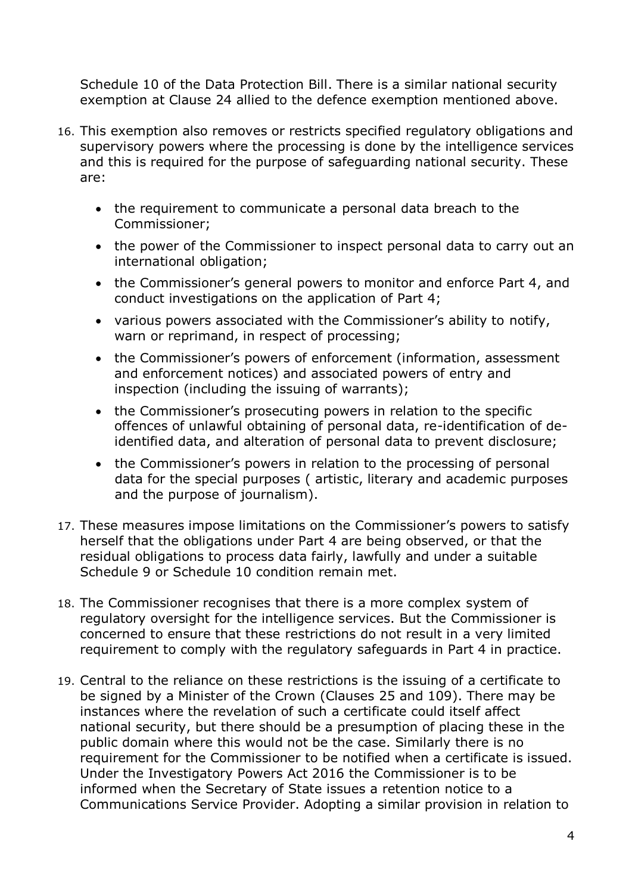Schedule 10 of the Data Protection Bill. There is a similar national security exemption at Clause 24 allied to the defence exemption mentioned above.

16. This exemption also removes or restricts specified regulatory obligations and supervisory powers where the processing is done by the intelligence services and this is required for the purpose of safeguarding national security. These are:

    - the requirement to communicate a personal data breach to the Commissioner;
    - the power of the Commissioner to inspect personal data to carry out an international obligation;
    - the Commissioner's general powers to monitor and enforce Part 4, and conduct investigations on the application of Part 4;
    - various powers associated with the Commissioner's ability to notify, warn or reprimand, in respect of processing;
    - the Commissioner's powers of enforcement (information, assessment and enforcement notices) and associated powers of entry and inspection (including the issuing of warrants);
    - the Commissioner's prosecuting powers in relation to the specific offences of unlawful obtaining of personal data, re-identification of de-identified data, and alteration of personal data to prevent disclosure;
    - the Commissioner's powers in relation to the processing of personal data for the special purposes ( artistic, literary and academic purposes and the purpose of journalism).

17. These measures impose limitations on the Commissioner's powers to satisfy herself that the obligations under Part 4 are being observed, or that the residual obligations to process data fairly, lawfully and under a suitable Schedule 9 or Schedule 10 condition remain met.

18. The Commissioner recognises that there is a more complex system of regulatory oversight for the intelligence services. But the Commissioner is concerned to ensure that these restrictions do not result in a very limited requirement to comply with the regulatory safeguards in Part 4 in practice.

19. Central to the reliance on these restrictions is the issuing of a certificate to be signed by a Minister of the Crown (Clauses 25 and 109). There may be instances where the revelation of such a certificate could itself affect national security, but there should be a presumption of placing these in the public domain where this would not be the case. Similarly there is no requirement for the Commissioner to be notified when a certificate is issued. Under the Investigatory Powers Act 2016 the Commissioner is to be informed when the Secretary of State issues a retention notice to a Communications Service Provider. Adopting a similar provision in relation to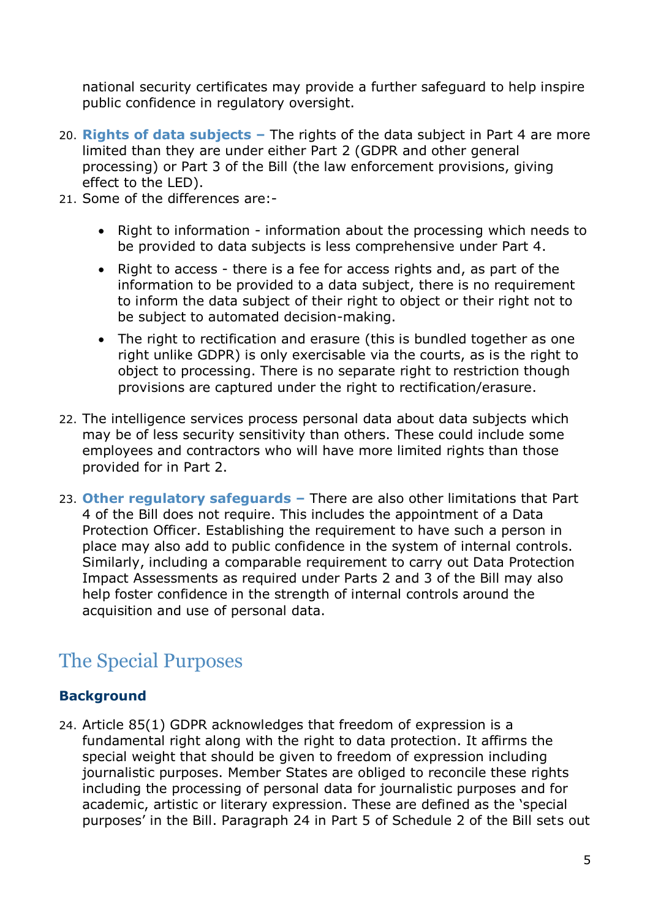national security certificates may provide a further safeguard to help inspire public confidence in regulatory oversight.

20. **Rights of data subjects –** The rights of the data subject in Part 4 are more limited than they are under either Part 2 (GDPR and other general processing) or Part 3 of the Bill (the law enforcement provisions, giving effect to the LED).
21. Some of the differences are:-

    - Right to information - information about the processing which needs to be provided to data subjects is less comprehensive under Part 4.
    - Right to access - there is a fee for access rights and, as part of the information to be provided to a data subject, there is no requirement to inform the data subject of their right to object or their right not to be subject to automated decision-making.
    - The right to rectification and erasure (this is bundled together as one right unlike GDPR) is only exercisable via the courts, as is the right to object to processing. There is no separate right to restriction though provisions are captured under the right to rectification/erasure.

22. The intelligence services process personal data about data subjects which may be of less security sensitivity than others. These could include some employees and contractors who will have more limited rights than those provided for in Part 2.

23. **Other regulatory safeguards –** There are also other limitations that Part 4 of the Bill does not require. This includes the appointment of a Data Protection Officer. Establishing the requirement to have such a person in place may also add to public confidence in the system of internal controls. Similarly, including a comparable requirement to carry out Data Protection Impact Assessments as required under Parts 2 and 3 of the Bill may also help foster confidence in the strength of internal controls around the acquisition and use of personal data.

## The Special Purposes

### Background

24. Article 85(1) GDPR acknowledges that freedom of expression is a fundamental right along with the right to data protection. It affirms the special weight that should be given to freedom of expression including journalistic purposes. Member States are obliged to reconcile these rights including the processing of personal data for journalistic purposes and for academic, artistic or literary expression. These are defined as the 'special purposes' in the Bill. Paragraph 24 in Part 5 of Schedule 2 of the Bill sets out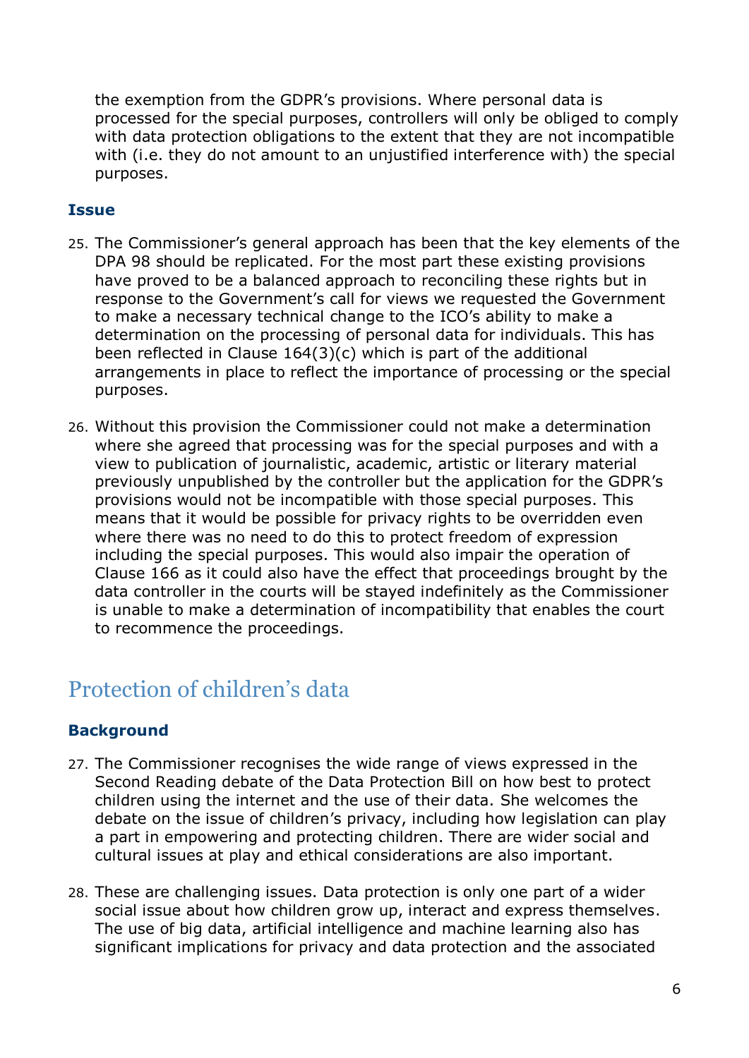the exemption from the GDPR's provisions. Where personal data is processed for the special purposes, controllers will only be obliged to comply with data protection obligations to the extent that they are not incompatible with (i.e. they do not amount to an unjustified interference with) the special purposes.

### Issue

25. The Commissioner's general approach has been that the key elements of the DPA 98 should be replicated. For the most part these existing provisions have proved to be a balanced approach to reconciling these rights but in response to the Government's call for views we requested the Government to make a necessary technical change to the ICO's ability to make a determination on the processing of personal data for individuals. This has been reflected in Clause 164(3)(c) which is part of the additional arrangements in place to reflect the importance of processing or the special purposes.

26. Without this provision the Commissioner could not make a determination where she agreed that processing was for the special purposes and with a view to publication of journalistic, academic, artistic or literary material previously unpublished by the controller but the application for the GDPR's provisions would not be incompatible with those special purposes. This means that it would be possible for privacy rights to be overridden even where there was no need to do this to protect freedom of expression including the special purposes. This would also impair the operation of Clause 166 as it could also have the effect that proceedings brought by the data controller in the courts will be stayed indefinitely as the Commissioner is unable to make a determination of incompatibility that enables the court to recommence the proceedings.

## Protection of children's data

### Background

27. The Commissioner recognises the wide range of views expressed in the Second Reading debate of the Data Protection Bill on how best to protect children using the internet and the use of their data. She welcomes the debate on the issue of children's privacy, including how legislation can play a part in empowering and protecting children. There are wider social and cultural issues at play and ethical considerations are also important.

28. These are challenging issues. Data protection is only one part of a wider social issue about how children grow up, interact and express themselves. The use of big data, artificial intelligence and machine learning also has significant implications for privacy and data protection and the associated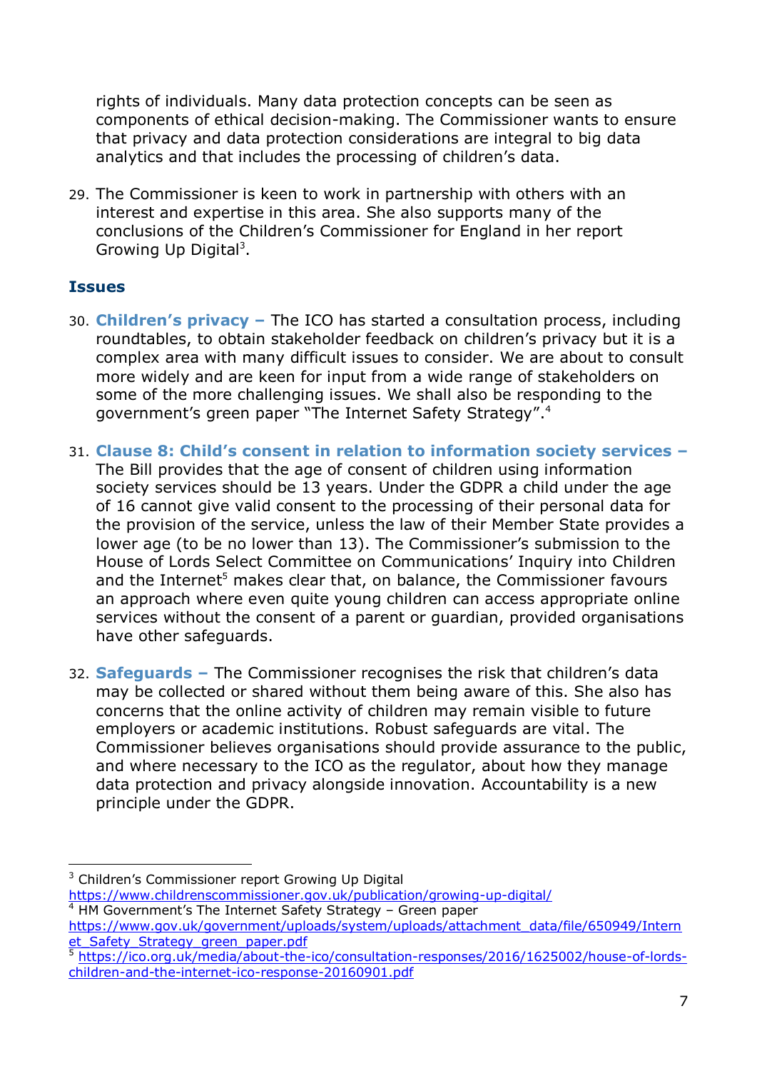rights of individuals. Many data protection concepts can be seen as components of ethical decision-making. The Commissioner wants to ensure that privacy and data protection considerations are integral to big data analytics and that includes the processing of children's data.

29. The Commissioner is keen to work in partnership with others with an interest and expertise in this area. She also supports many of the conclusions of the Children's Commissioner for England in her report Growing Up Digital[3].

## Issues

30. **Children's privacy –** The ICO has started a consultation process, including roundtables, to obtain stakeholder feedback on children's privacy but it is a complex area with many difficult issues to consider. We are about to consult more widely and are keen for input from a wide range of stakeholders on some of the more challenging issues. We shall also be responding to the government's green paper "The Internet Safety Strategy".[4]

31. **Clause 8: Child's consent in relation to information society services –** The Bill provides that the age of consent of children using information society services should be 13 years. Under the GDPR a child under the age of 16 cannot give valid consent to the processing of their personal data for the provision of the service, unless the law of their Member State provides a lower age (to be no lower than 13). The Commissioner's submission to the House of Lords Select Committee on Communications' Inquiry into Children and the Internet[5] makes clear that, on balance, the Commissioner favours an approach where even quite young children can access appropriate online services without the consent of a parent or guardian, provided organisations have other safeguards.

32. **Safeguards –** The Commissioner recognises the risk that children's data may be collected or shared without them being aware of this. She also has concerns that the online activity of children may remain visible to future employers or academic institutions. Robust safeguards are vital. The Commissioner believes organisations should provide assurance to the public, and where necessary to the ICO as the regulator, about how they manage data protection and privacy alongside innovation. Accountability is a new principle under the GDPR.

---

[3] Children's Commissioner report Growing Up Digital https://www.childrenscommissioner.gov.uk/publication/growing-up-digital/

[4] HM Government's The Internet Safety Strategy – Green paper https://www.gov.uk/government/uploads/system/uploads/attachment_data/file/650949/Internet_Safety_Strategy_green_paper.pdf

[5] https://ico.org.uk/media/about-the-ico/consultation-responses/2016/1625002/house-of-lords-children-and-the-internet-ico-response-20160901.pdf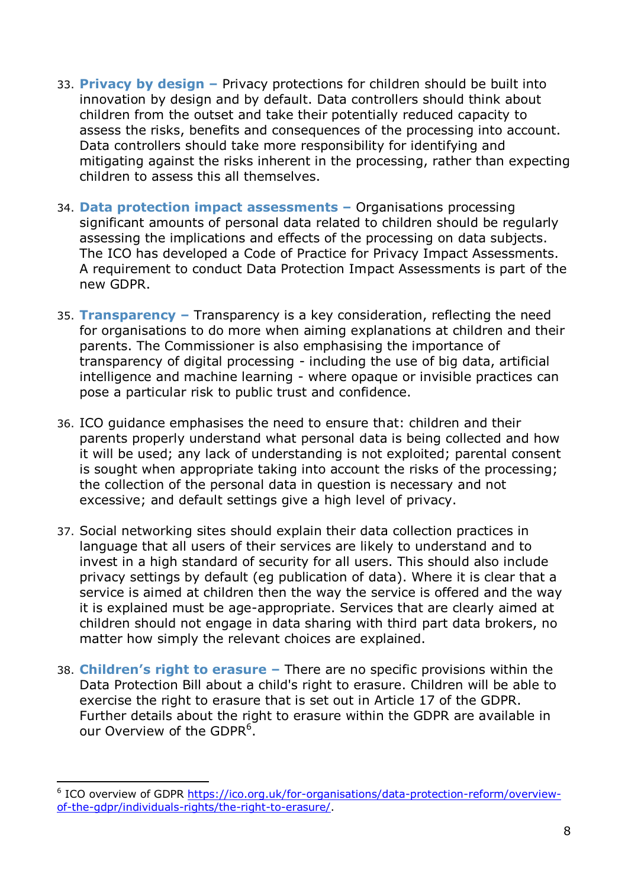33. **Privacy by design –** Privacy protections for children should be built into innovation by design and by default. Data controllers should think about children from the outset and take their potentially reduced capacity to assess the risks, benefits and consequences of the processing into account. Data controllers should take more responsibility for identifying and mitigating against the risks inherent in the processing, rather than expecting children to assess this all themselves.

34. **Data protection impact assessments –** Organisations processing significant amounts of personal data related to children should be regularly assessing the implications and effects of the processing on data subjects. The ICO has developed a Code of Practice for Privacy Impact Assessments. A requirement to conduct Data Protection Impact Assessments is part of the new GDPR.

35. **Transparency –** Transparency is a key consideration, reflecting the need for organisations to do more when aiming explanations at children and their parents. The Commissioner is also emphasising the importance of transparency of digital processing - including the use of big data, artificial intelligence and machine learning - where opaque or invisible practices can pose a particular risk to public trust and confidence.

36. ICO guidance emphasises the need to ensure that: children and their parents properly understand what personal data is being collected and how it will be used; any lack of understanding is not exploited; parental consent is sought when appropriate taking into account the risks of the processing; the collection of the personal data in question is necessary and not excessive; and default settings give a high level of privacy.

37. Social networking sites should explain their data collection practices in language that all users of their services are likely to understand and to invest in a high standard of security for all users. This should also include privacy settings by default (eg publication of data). Where it is clear that a service is aimed at children then the way the service is offered and the way it is explained must be age-appropriate. Services that are clearly aimed at children should not engage in data sharing with third part data brokers, no matter how simply the relevant choices are explained.

38. **Children's right to erasure –** There are no specific provisions within the Data Protection Bill about a child's right to erasure. Children will be able to exercise the right to erasure that is set out in Article 17 of the GDPR. Further details about the right to erasure within the GDPR are available in our Overview of the GDPR[6].

---

[6] ICO overview of GDPR https://ico.org.uk/for-organisations/data-protection-reform/overview-of-the-gdpr/individuals-rights/the-right-to-erasure/.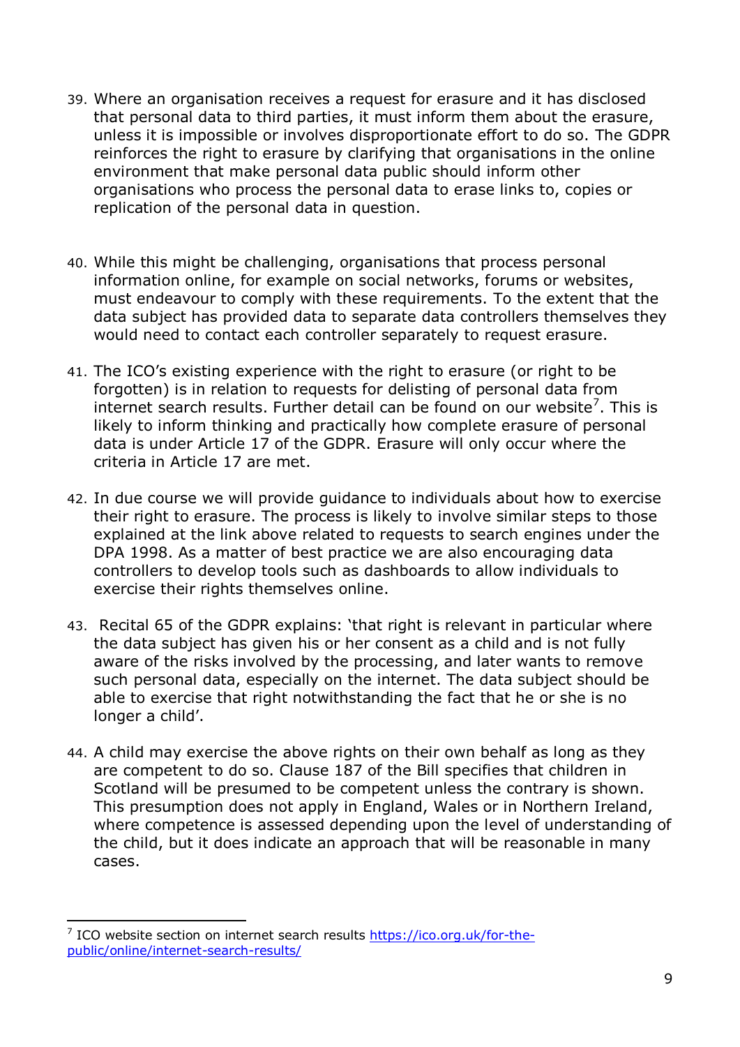39. Where an organisation receives a request for erasure and it has disclosed that personal data to third parties, it must inform them about the erasure, unless it is impossible or involves disproportionate effort to do so. The GDPR reinforces the right to erasure by clarifying that organisations in the online environment that make personal data public should inform other organisations who process the personal data to erase links to, copies or replication of the personal data in question.

40. While this might be challenging, organisations that process personal information online, for example on social networks, forums or websites, must endeavour to comply with these requirements. To the extent that the data subject has provided data to separate data controllers themselves they would need to contact each controller separately to request erasure.

41. The ICO's existing experience with the right to erasure (or right to be forgotten) is in relation to requests for delisting of personal data from internet search results. Further detail can be found on our website[7]. This is likely to inform thinking and practically how complete erasure of personal data is under Article 17 of the GDPR. Erasure will only occur where the criteria in Article 17 are met.

42. In due course we will provide guidance to individuals about how to exercise their right to erasure. The process is likely to involve similar steps to those explained at the link above related to requests to search engines under the DPA 1998. As a matter of best practice we are also encouraging data controllers to develop tools such as dashboards to allow individuals to exercise their rights themselves online.

43. Recital 65 of the GDPR explains: 'that right is relevant in particular where the data subject has given his or her consent as a child and is not fully aware of the risks involved by the processing, and later wants to remove such personal data, especially on the internet. The data subject should be able to exercise that right notwithstanding the fact that he or she is no longer a child'.

44. A child may exercise the above rights on their own behalf as long as they are competent to do so. Clause 187 of the Bill specifies that children in Scotland will be presumed to be competent unless the contrary is shown. This presumption does not apply in England, Wales or in Northern Ireland, where competence is assessed depending upon the level of understanding of the child, but it does indicate an approach that will be reasonable in many cases.

---

[7] ICO website section on internet search results https://ico.org.uk/for-the-public/online/internet-search-results/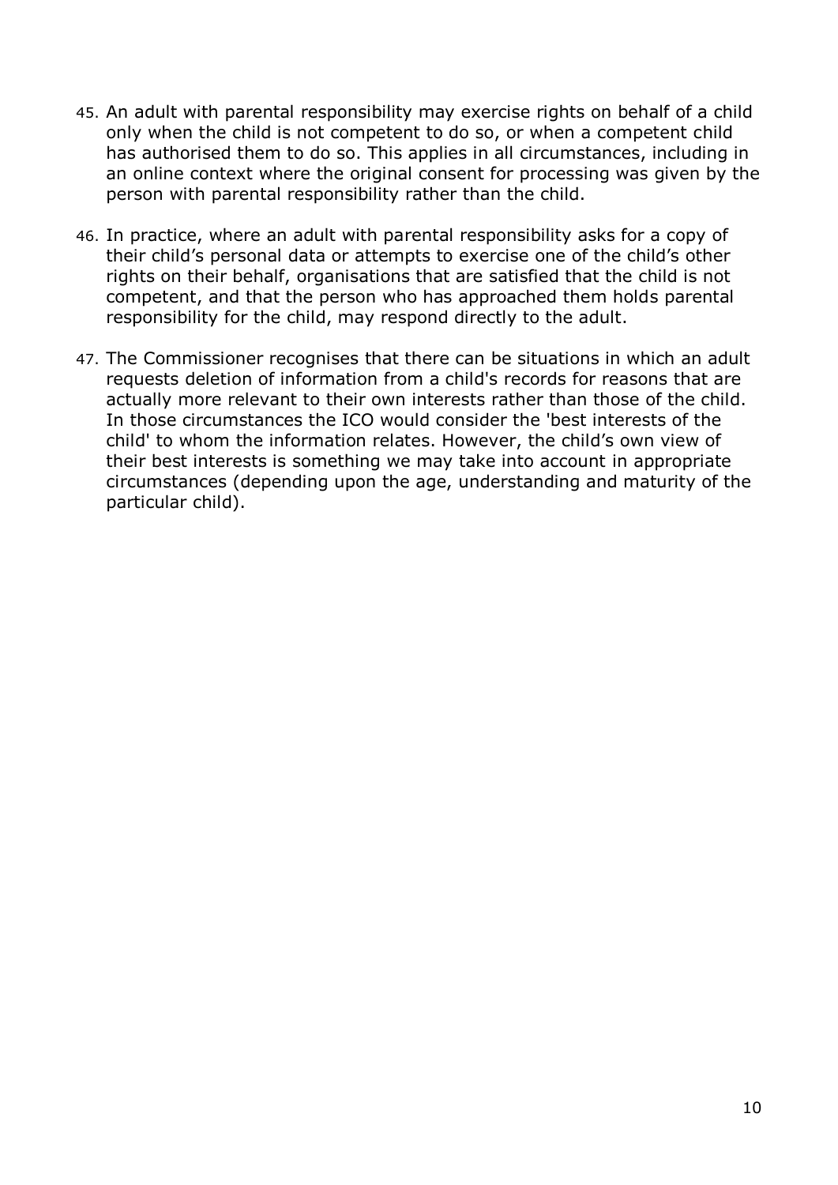45. An adult with parental responsibility may exercise rights on behalf of a child only when the child is not competent to do so, or when a competent child has authorised them to do so. This applies in all circumstances, including in an online context where the original consent for processing was given by the person with parental responsibility rather than the child.

46. In practice, where an adult with parental responsibility asks for a copy of their child's personal data or attempts to exercise one of the child's other rights on their behalf, organisations that are satisfied that the child is not competent, and that the person who has approached them holds parental responsibility for the child, may respond directly to the adult.

47. The Commissioner recognises that there can be situations in which an adult requests deletion of information from a child's records for reasons that are actually more relevant to their own interests rather than those of the child. In those circumstances the ICO would consider the 'best interests of the child' to whom the information relates. However, the child's own view of their best interests is something we may take into account in appropriate circumstances (depending upon the age, understanding and maturity of the particular child).